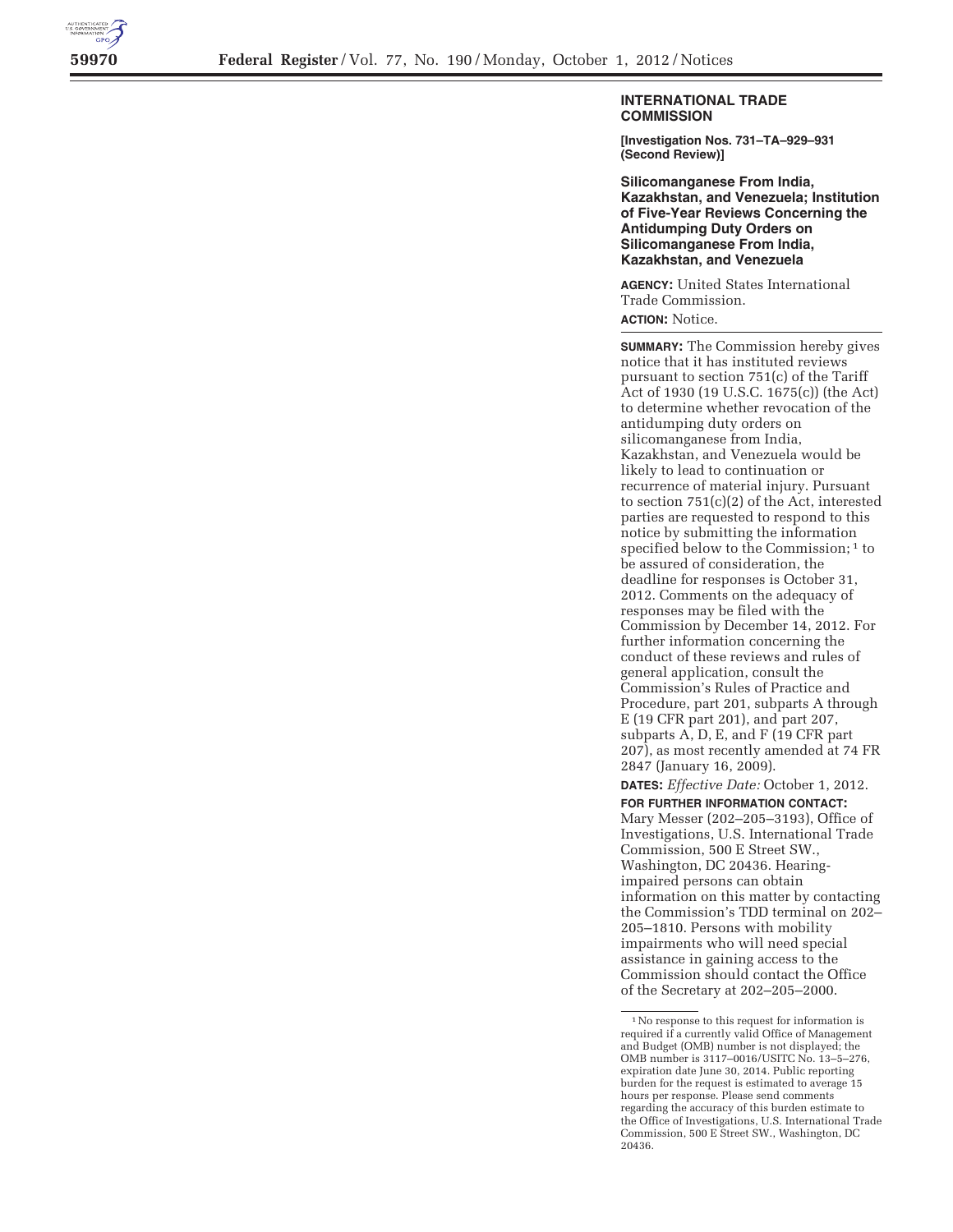## INTERNATIONAL TRADE COMMISSION

**[Investigation Nos. 731–TA–929–931 (Second Review)]**

### Silicomanganese From India, Kazakhstan, and Venezuela; Institution of Five-Year Reviews Concerning the Antidumping Duty Orders on Silicomanganese From India, Kazakhstan, and Venezuela

**AGENCY:** United States International Trade Commission.

**ACTION:** Notice.

**SUMMARY:** The Commission hereby gives notice that it has instituted reviews pursuant to section 751(c) of the Tariff Act of 1930 (19 U.S.C. 1675(c)) (the Act) to determine whether revocation of the antidumping duty orders on silicomanganese from India, Kazakhstan, and Venezuela would be likely to lead to continuation or recurrence of material injury. Pursuant to section 751(c)(2) of the Act, interested parties are requested to respond to this notice by submitting the information specified below to the Commission; [1] to be assured of consideration, the deadline for responses is October 31, 2012. Comments on the adequacy of responses may be filed with the Commission by December 14, 2012. For further information concerning the conduct of these reviews and rules of general application, consult the Commission's Rules of Practice and Procedure, part 201, subparts A through E (19 CFR part 201), and part 207, subparts A, D, E, and F (19 CFR part 207), as most recently amended at 74 FR 2847 (January 16, 2009).

**DATES:** *Effective Date:* October 1, 2012.

**FOR FURTHER INFORMATION CONTACT:** Mary Messer (202–205–3193), Office of Investigations, U.S. International Trade Commission, 500 E Street SW., Washington, DC 20436. Hearing-impaired persons can obtain information on this matter by contacting the Commission's TDD terminal on 202–205–1810. Persons with mobility impairments who will need special assistance in gaining access to the Commission should contact the Office of the Secretary at 202–205–2000.

[1] No response to this request for information is required if a currently valid Office of Management and Budget (OMB) number is not displayed; the OMB number is 3117–0016/USITC No. 13–5–276, expiration date June 30, 2014. Public reporting burden for the request is estimated to average 15 hours per response. Please send comments regarding the accuracy of this burden estimate to the Office of Investigations, U.S. International Trade Commission, 500 E Street SW., Washington, DC 20436.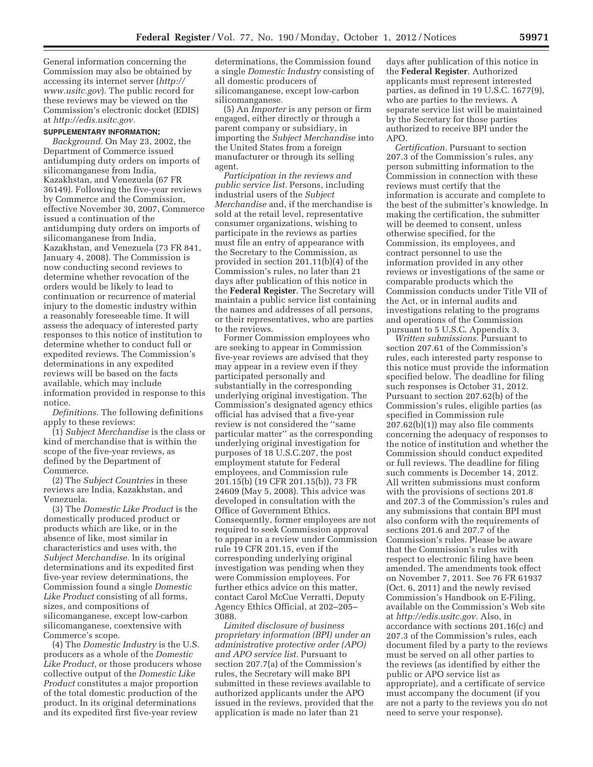General information concerning the Commission may also be obtained by accessing its internet server (*http://www.usitc.gov*). The public record for these reviews may be viewed on the Commission's electronic docket (EDIS) at *http://edis.usitc.gov.*

**SUPPLEMENTARY INFORMATION:**

*Background.* On May 23, 2002, the Department of Commerce issued antidumping duty orders on imports of silicomanganese from India, Kazakhstan, and Venezuela (67 FR 36149). Following the five-year reviews by Commerce and the Commission, effective November 30, 2007, Commerce issued a continuation of the antidumping duty orders on imports of silicomanganese from India, Kazakhstan, and Venezuela (73 FR 841, January 4, 2008). The Commission is now conducting second reviews to determine whether revocation of the orders would be likely to lead to continuation or recurrence of material injury to the domestic industry within a reasonably foreseeable time. It will assess the adequacy of interested party responses to this notice of institution to determine whether to conduct full or expedited reviews. The Commission's determinations in any expedited reviews will be based on the facts available, which may include information provided in response to this notice.

*Definitions.* The following definitions apply to these reviews:

(1) *Subject Merchandise* is the class or kind of merchandise that is within the scope of the five-year reviews, as defined by the Department of Commerce.

(2) The *Subject Countries* in these reviews are India, Kazakhstan, and Venezuela.

(3) The *Domestic Like Product* is the domestically produced product or products which are like, or in the absence of like, most similar in characteristics and uses with, the *Subject Merchandise.* In its original determinations and its expedited first five-year review determinations, the Commission found a single *Domestic Like Product* consisting of all forms, sizes, and compositions of silicomanganese, except low-carbon silicomanganese, coextensive with Commerce's scope.

(4) The *Domestic Industry* is the U.S. producers as a whole of the *Domestic Like Product,* or those producers whose collective output of the *Domestic Like Product* constitutes a major proportion of the total domestic production of the product. In its original determinations and its expedited first five-year review determinations, the Commission found a single *Domestic Industry* consisting of all domestic producers of silicomanganese, except low-carbon silicomanganese.

(5) An *Importer* is any person or firm engaged, either directly or through a parent company or subsidiary, in importing the *Subject Merchandise* into the United States from a foreign manufacturer or through its selling agent.

*Participation in the reviews and public service list.* Persons, including industrial users of the *Subject Merchandise* and, if the merchandise is sold at the retail level, representative consumer organizations, wishing to participate in the reviews as parties must file an entry of appearance with the Secretary to the Commission, as provided in section 201.11(b)(4) of the Commission's rules, no later than 21 days after publication of this notice in the **Federal Register**. The Secretary will maintain a public service list containing the names and addresses of all persons, or their representatives, who are parties to the reviews.

Former Commission employees who are seeking to appear in Commission five-year reviews are advised that they may appear in a review even if they participated personally and substantially in the corresponding underlying original investigation. The Commission's designated agency ethics official has advised that a five-year review is not considered the "same particular matter" as the corresponding underlying original investigation for purposes of 18 U.S.C.207, the post employment statute for Federal employees, and Commission rule 201.15(b) (19 CFR 201.15(b)), 73 FR 24609 (May 5, 2008). This advice was developed in consultation with the Office of Government Ethics. Consequently, former employees are not required to seek Commission approval to appear in a review under Commission rule 19 CFR 201.15, even if the corresponding underlying original investigation was pending when they were Commission employees. For further ethics advice on this matter, contact Carol McCue Verratti, Deputy Agency Ethics Official, at 202–205–3088.

*Limited disclosure of business proprietary information (BPI) under an administrative protective order (APO) and APO service list.* Pursuant to section 207.7(a) of the Commission's rules, the Secretary will make BPI submitted in these reviews available to authorized applicants under the APO issued in the reviews, provided that the application is made no later than 21 days after publication of this notice in the **Federal Register**. Authorized applicants must represent interested parties, as defined in 19 U.S.C. 1677(9), who are parties to the reviews. A separate service list will be maintained by the Secretary for those parties authorized to receive BPI under the APO.

*Certification.* Pursuant to section 207.3 of the Commission's rules, any person submitting information to the Commission in connection with these reviews must certify that the information is accurate and complete to the best of the submitter's knowledge. In making the certification, the submitter will be deemed to consent, unless otherwise specified, for the Commission, its employees, and contract personnel to use the information provided in any other reviews or investigations of the same or comparable products which the Commission conducts under Title VII of the Act, or in internal audits and investigations relating to the programs and operations of the Commission pursuant to 5 U.S.C. Appendix 3.

*Written submissions.* Pursuant to section 207.61 of the Commission's rules, each interested party response to this notice must provide the information specified below. The deadline for filing such responses is October 31, 2012. Pursuant to section 207.62(b) of the Commission's rules, eligible parties (as specified in Commission rule 207.62(b)(1)) may also file comments concerning the adequacy of responses to the notice of institution and whether the Commission should conduct expedited or full reviews. The deadline for filing such comments is December 14, 2012. All written submissions must conform with the provisions of sections 201.8 and 207.3 of the Commission's rules and any submissions that contain BPI must also conform with the requirements of sections 201.6 and 207.7 of the Commission's rules. Please be aware that the Commission's rules with respect to electronic filing have been amended. The amendments took effect on November 7, 2011. See 76 FR 61937 (Oct. 6, 2011) and the newly revised Commission's Handbook on E-Filing, available on the Commission's Web site at *http://edis.usitc.gov.* Also, in accordance with sections 201.16(c) and 207.3 of the Commission's rules, each document filed by a party to the reviews must be served on all other parties to the reviews (as identified by either the public or APO service list as appropriate), and a certificate of service must accompany the document (if you are not a party to the reviews you do not need to serve your response).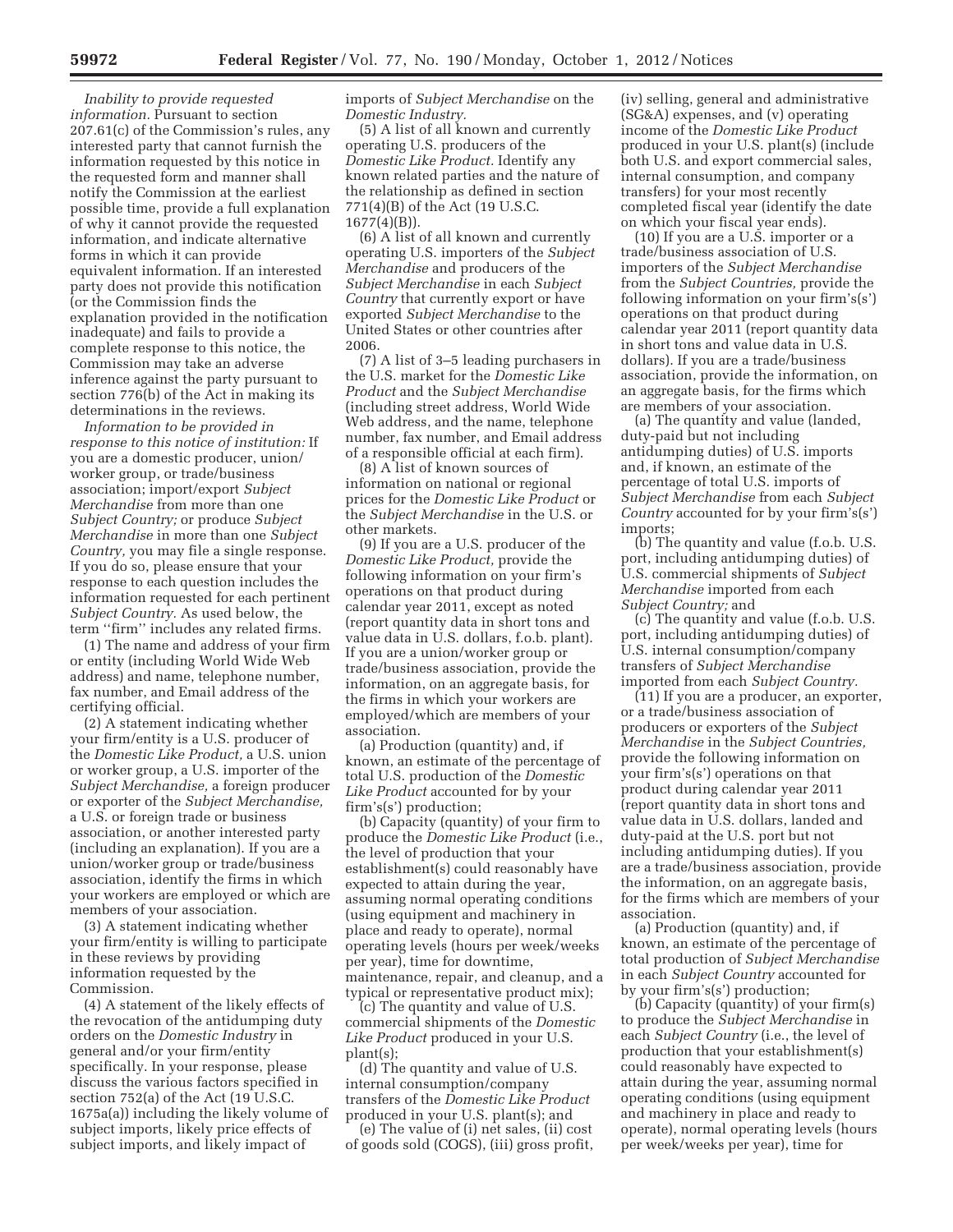*Inability to provide requested information.* Pursuant to section 207.61(c) of the Commission's rules, any interested party that cannot furnish the information requested by this notice in the requested form and manner shall notify the Commission at the earliest possible time, provide a full explanation of why it cannot provide the requested information, and indicate alternative forms in which it can provide equivalent information. If an interested party does not provide this notification (or the Commission finds the explanation provided in the notification inadequate) and fails to provide a complete response to this notice, the Commission may take an adverse inference against the party pursuant to section 776(b) of the Act in making its determinations in the reviews.

*Information to be provided in response to this notice of institution:* If you are a domestic producer, union/worker group, or trade/business association; import/export *Subject Merchandise* from more than one *Subject Country;* or produce *Subject Merchandise* in more than one *Subject Country,* you may file a single response. If you do so, please ensure that your response to each question includes the information requested for each pertinent *Subject Country.* As used below, the term ''firm'' includes any related firms.

(1) The name and address of your firm or entity (including World Wide Web address) and name, telephone number, fax number, and Email address of the certifying official.

(2) A statement indicating whether your firm/entity is a U.S. producer of the *Domestic Like Product,* a U.S. union or worker group, a U.S. importer of the *Subject Merchandise,* a foreign producer or exporter of the *Subject Merchandise,* a U.S. or foreign trade or business association, or another interested party (including an explanation). If you are a union/worker group or trade/business association, identify the firms in which your workers are employed or which are members of your association.

(3) A statement indicating whether your firm/entity is willing to participate in these reviews by providing information requested by the Commission.

(4) A statement of the likely effects of the revocation of the antidumping duty orders on the *Domestic Industry* in general and/or your firm/entity specifically. In your response, please discuss the various factors specified in section 752(a) of the Act (19 U.S.C. 1675a(a)) including the likely volume of subject imports, likely price effects of subject imports, and likely impact of imports of *Subject Merchandise* on the *Domestic Industry.*

(5) A list of all known and currently operating U.S. producers of the *Domestic Like Product.* Identify any known related parties and the nature of the relationship as defined in section 771(4)(B) of the Act (19 U.S.C. 1677(4)(B)).

(6) A list of all known and currently operating U.S. importers of the *Subject Merchandise* and producers of the *Subject Merchandise* in each *Subject Country* that currently export or have exported *Subject Merchandise* to the United States or other countries after 2006.

(7) A list of 3–5 leading purchasers in the U.S. market for the *Domestic Like Product* and the *Subject Merchandise* (including street address, World Wide Web address, and the name, telephone number, fax number, and Email address of a responsible official at each firm).

(8) A list of known sources of information on national or regional prices for the *Domestic Like Product* or the *Subject Merchandise* in the U.S. or other markets.

(9) If you are a U.S. producer of the *Domestic Like Product,* provide the following information on your firm's operations on that product during calendar year 2011, except as noted (report quantity data in short tons and value data in U.S. dollars, f.o.b. plant). If you are a union/worker group or trade/business association, provide the information, on an aggregate basis, for the firms in which your workers are employed/which are members of your association.

(a) Production (quantity) and, if known, an estimate of the percentage of total U.S. production of the *Domestic Like Product* accounted for by your firm's(s') production;

(b) Capacity (quantity) of your firm to produce the *Domestic Like Product* (i.e., the level of production that your establishment(s) could reasonably have expected to attain during the year, assuming normal operating conditions (using equipment and machinery in place and ready to operate), normal operating levels (hours per week/weeks per year), time for downtime, maintenance, repair, and cleanup, and a typical or representative product mix);

(c) The quantity and value of U.S. commercial shipments of the *Domestic Like Product* produced in your U.S. plant(s);

(d) The quantity and value of U.S. internal consumption/company transfers of the *Domestic Like Product* produced in your U.S. plant(s); and

(e) The value of (i) net sales, (ii) cost of goods sold (COGS), (iii) gross profit, (iv) selling, general and administrative (SG&A) expenses, and (v) operating income of the *Domestic Like Product* produced in your U.S. plant(s) (include both U.S. and export commercial sales, internal consumption, and company transfers) for your most recently completed fiscal year (identify the date on which your fiscal year ends).

(10) If you are a U.S. importer or a trade/business association of U.S. importers of the *Subject Merchandise* from the *Subject Countries,* provide the following information on your firm's(s') operations on that product during calendar year 2011 (report quantity data in short tons and value data in U.S. dollars). If you are a trade/business association, provide the information, on an aggregate basis, for the firms which are members of your association.

(a) The quantity and value (landed, duty-paid but not including antidumping duties) of U.S. imports and, if known, an estimate of the percentage of total U.S. imports of *Subject Merchandise* from each *Subject Country* accounted for by your firm's(s') imports;

(b) The quantity and value (f.o.b. U.S. port, including antidumping duties) of U.S. commercial shipments of *Subject Merchandise* imported from each *Subject Country;* and

(c) The quantity and value (f.o.b. U.S. port, including antidumping duties) of U.S. internal consumption/company transfers of *Subject Merchandise* imported from each *Subject Country.*

(11) If you are a producer, an exporter, or a trade/business association of producers or exporters of the *Subject Merchandise* in the *Subject Countries,* provide the following information on your firm's(s') operations on that product during calendar year 2011 (report quantity data in short tons and value data in U.S. dollars, landed and duty-paid at the U.S. port but not including antidumping duties). If you are a trade/business association, provide the information, on an aggregate basis, for the firms which are members of your association.

(a) Production (quantity) and, if known, an estimate of the percentage of total production of *Subject Merchandise* in each *Subject Country* accounted for by your firm's(s') production;

(b) Capacity (quantity) of your firm(s) to produce the *Subject Merchandise* in each *Subject Country* (i.e., the level of production that your establishment(s) could reasonably have expected to attain during the year, assuming normal operating conditions (using equipment and machinery in place and ready to operate), normal operating levels (hours per week/weeks per year), time for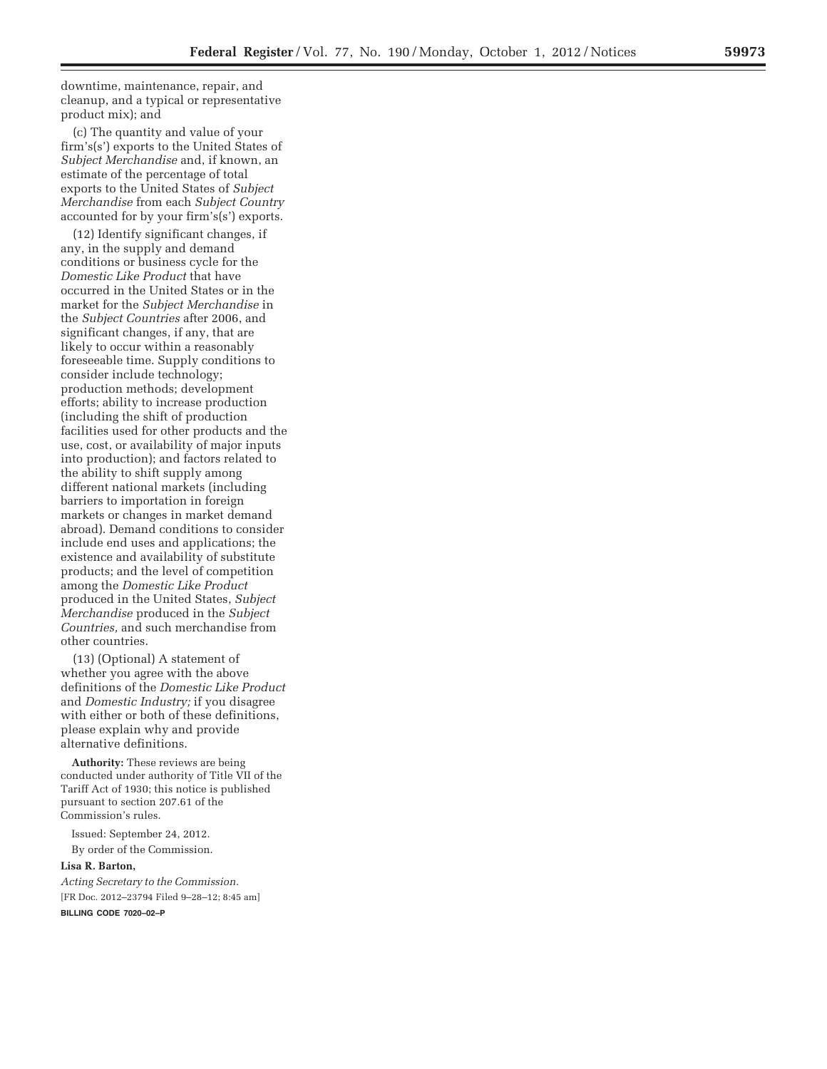downtime, maintenance, repair, and cleanup, and a typical or representative product mix); and

(c) The quantity and value of your firm's(s') exports to the United States of *Subject Merchandise* and, if known, an estimate of the percentage of total exports to the United States of *Subject Merchandise* from each *Subject Country* accounted for by your firm's(s') exports.

(12) Identify significant changes, if any, in the supply and demand conditions or business cycle for the *Domestic Like Product* that have occurred in the United States or in the market for the *Subject Merchandise* in the *Subject Countries* after 2006, and significant changes, if any, that are likely to occur within a reasonably foreseeable time. Supply conditions to consider include technology; production methods; development efforts; ability to increase production (including the shift of production facilities used for other products and the use, cost, or availability of major inputs into production); and factors related to the ability to shift supply among different national markets (including barriers to importation in foreign markets or changes in market demand abroad). Demand conditions to consider include end uses and applications; the existence and availability of substitute products; and the level of competition among the *Domestic Like Product* produced in the United States, *Subject Merchandise* produced in the *Subject Countries,* and such merchandise from other countries.

(13) (Optional) A statement of whether you agree with the above definitions of the *Domestic Like Product* and *Domestic Industry;* if you disagree with either or both of these definitions, please explain why and provide alternative definitions.

**Authority:** These reviews are being conducted under authority of Title VII of the Tariff Act of 1930; this notice is published pursuant to section 207.61 of the Commission's rules.

Issued: September 24, 2012.

By order of the Commission.

**Lisa R. Barton,**

*Acting Secretary to the Commission.*

[FR Doc. 2012–23794 Filed 9–28–12; 8:45 am]

**BILLING CODE 7020–02–P**